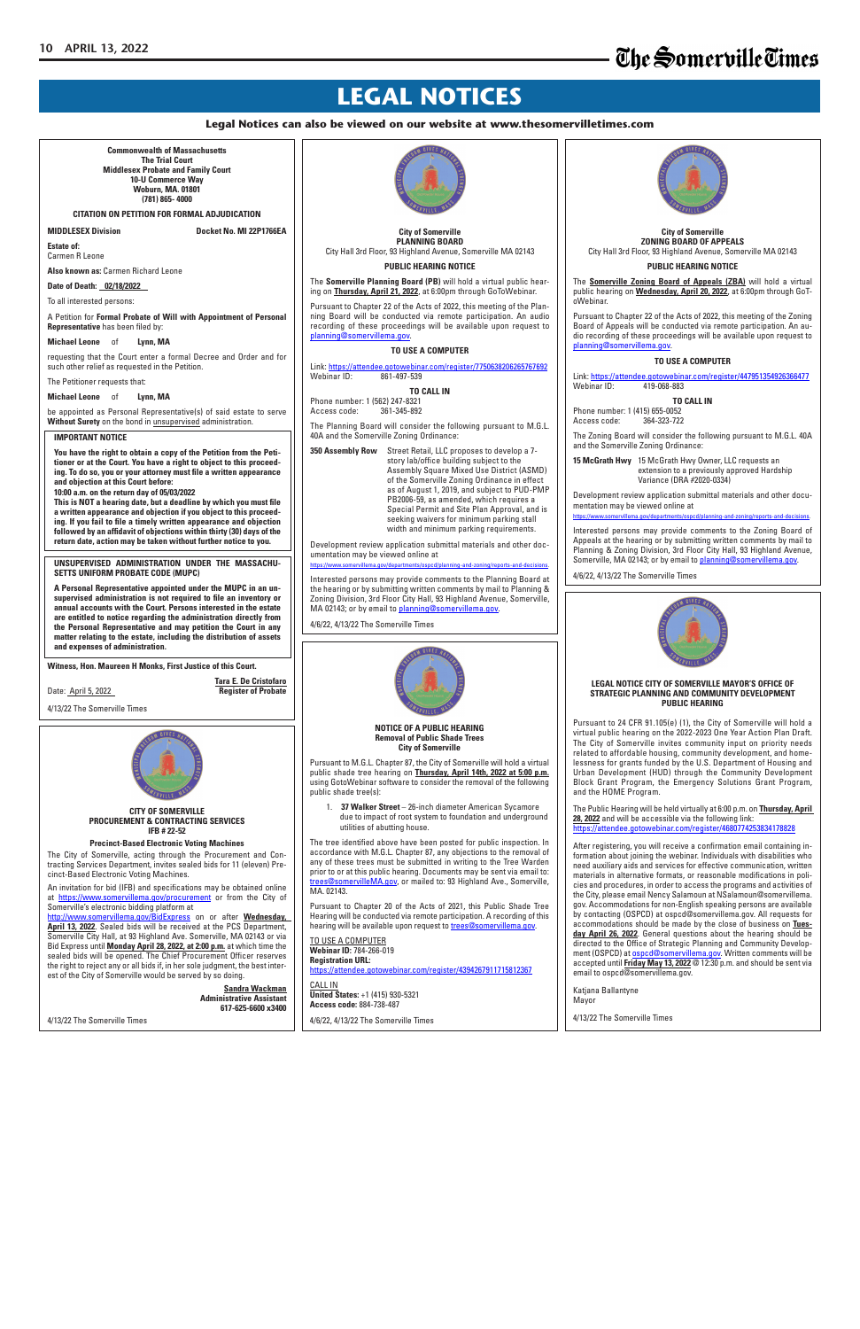# LEGAL NOTICES

**Legal Notices can also be viewed on our website at www.thesomervilletimes.com**

**Commonwealth of Massachusetts**
**The Trial Court**
**Middlesex Probate and Family Court**
**10-U Commerce Way**
**Woburn, MA. 01801**
**(781) 865- 4000**

**CITATION ON PETITION FOR FORMAL ADJUDICATION**

**MIDDLESEX Division** — **Docket No. MI 22P1766EA**

**Estate of:**
Carmen R Leone

**Also known as:** Carmen Richard Leone

**Date of Death:** 02/18/2022

To all interested persons:

A Petition for **Formal Probate of Will with Appointment of Personal Representative** has been filed by:

**Michael Leone** of **Lynn, MA**

requesting that the Court enter a formal Decree and Order and for such other relief as requested in the Petition.

The Petitioner requests that:

**Michael Leone** of **Lynn, MA**

be appointed as Personal Representative(s) of said estate to serve **Without Surety** on the bond in unsupervised administration.

**IMPORTANT NOTICE**

**You have the right to obtain a copy of the Petition from the Petitioner or at the Court. You have a right to object to this proceeding. To do so, you or your attorney must file a written appearance and objection at this Court before:**
**10:00 a.m. on the return day of 05/03/2022**
**This is NOT a hearing date, but a deadline by which you must file a written appearance and objection if you object to this proceeding. If you fail to file a timely written appearance and objection followed by an affidavit of objections within thirty (30) days of the return date, action may be taken without further notice to you.**

**UNSUPERVISED ADMINISTRATION UNDER THE MASSACHUSETTS UNIFORM PROBATE CODE (MUPC)**

**A Personal Representative appointed under the MUPC in an unsupervised administration is not required to file an inventory or annual accounts with the Court. Persons interested in the estate are entitled to notice regarding the administration directly from the Personal Representative and may petition the Court in any matter relating to the estate, including the distribution of assets and expenses of administration.**

**Witness, Hon. Maureen H Monks, First Justice of this Court.**

Date: April 5, 2022

**Tara E. De Cristofaro**
**Register of Probate**

4/13/22 The Somerville Times

---

**CITY OF SOMERVILLE**
**PROCUREMENT & CONTRACTING SERVICES**
**IFB # 22-52**

**Precinct-Based Electronic Voting Machines**

The City of Somerville, acting through the Procurement and Contracting Services Department, invites sealed bids for 11 (eleven) Precinct-Based Electronic Voting Machines.

An invitation for bid (IFB) and specifications may be obtained online at https://www.somervillema.gov/procurement or from the City of Somerville's electronic bidding platform at http://www.somervillema.gov/BidExpress on or after **Wednesday, April 13, 2022**. Sealed bids will be received at the PCS Department, Somerville City Hall, at 93 Highland Ave. Somerville, MA 02143 or via Bid Express until **Monday April 28, 2022, at 2:00 p.m.** at which time the sealed bids will be opened. The Chief Procurement Officer reserves the right to reject any or all bids if, in her sole judgment, the best interest of the City of Somerville would be served by so doing.

**Sandra Wackman**
**Administrative Assistant**
**617-625-6600 x3400**

4/13/22 The Somerville Times

---

**City of Somerville**
**PLANNING BOARD**
City Hall 3rd Floor, 93 Highland Avenue, Somerville MA 02143

**PUBLIC HEARING NOTICE**

The **Somerville Planning Board (PB)** will hold a virtual public hearing on **Thursday, April 21, 2022**, at 6:00pm through GoToWebinar.

Pursuant to Chapter 22 of the Acts of 2022, this meeting of the Planning Board will be conducted via remote participation. An audio recording of these proceedings will be available upon request to planning@somervillema.gov.

**TO USE A COMPUTER**

Link: https://attendee.gotowebinar.com/register/7750638206265767692
Webinar ID: 861-497-539

**TO CALL IN**

Phone number: 1 (562) 247-8321
Access code: 361-345-892

The Planning Board will consider the following pursuant to M.G.L. 40A and the Somerville Zoning Ordinance:

**350 Assembly Row** — Street Retail, LLC proposes to develop a 7-story lab/office building subject to the Assembly Square Mixed Use District (ASMD) of the Somerville Zoning Ordinance in effect as of August 1, 2019, and subject to PUD-PMP PB2006-59, as amended, which requires a Special Permit and Site Plan Approval, and is seeking waivers for minimum parking stall width and minimum parking requirements.

Development review application submittal materials and other documentation may be viewed online at https://www.somervillema.gov/departments/ospcd/planning-and-zoning/reports-and-decisions.

Interested persons may provide comments to the Planning Board at the hearing or by submitting written comments by mail to Planning & Zoning Division, 3rd Floor City Hall, 93 Highland Avenue, Somerville, MA 02143; or by email to planning@somervillema.gov.

4/6/22, 4/13/22 The Somerville Times

---

**NOTICE OF A PUBLIC HEARING**
**Removal of Public Shade Trees**
**City of Somerville**

Pursuant to M.G.L. Chapter 87, the City of Somerville will hold a virtual public shade tree hearing on **Thursday, April 14th, 2022 at 5:00 p.m.** using GotoWebinar software to consider the removal of the following public shade tree(s):

1. **37 Walker Street** – 26-inch diameter American Sycamore due to impact of root system to foundation and underground utilities of abutting house.

The tree identified above have been posted for public inspection. In accordance with M.G.L. Chapter 87, any objections to the removal of any of these trees must be submitted in writing to the Tree Warden prior to or at this public hearing. Documents may be sent via email to: trees@somervilleMA.gov, or mailed to: 93 Highland Ave., Somerville, MA. 02143.

Pursuant to Chapter 20 of the Acts of 2021, this Public Shade Tree Hearing will be conducted via remote participation. A recording of this hearing will be available upon request to trees@somervillema.gov.

TO USE A COMPUTER
**Webinar ID:** 784-266-019
**Registration URL:**
https://attendee.gotowebinar.com/register/4394267911715812367

CALL IN
**United States:** +1 (415) 930-5321
**Access code:** 884-738-487

4/6/22, 4/13/22 The Somerville Times

---

**City of Somerville**
**ZONING BOARD OF APPEALS**
City Hall 3rd Floor, 93 Highland Avenue, Somerville MA 02143

**PUBLIC HEARING NOTICE**

The **Somerville Zoning Board of Appeals (ZBA)** will hold a virtual public hearing on **Wednesday, April 20, 2022**, at 6:00pm through GoToWebinar.

Pursuant to Chapter 22 of the Acts of 2022, this meeting of the Zoning Board of Appeals will be conducted via remote participation. An audio recording of these proceedings will be available upon request to planning@somervillema.gov.

**TO USE A COMPUTER**

Link: https://attendee.gotowebinar.com/register/447951354926366477
Webinar ID: 419-068-883

**TO CALL IN**

Phone number: 1 (415) 655-0052
Access code: 364-323-722

The Zoning Board will consider the following pursuant to M.G.L. 40A and the Somerville Zoning Ordinance:

**15 McGrath Hwy** — 15 McGrath Hwy Owner, LLC requests an extension to a previously approved Hardship Variance (DRA #2020-0334)

Development review application submittal materials and other documentation may be viewed online at https://www.somervillema.gov/departments/ospcd/planning-and-zoning/reports-and-decisions.

Interested persons may provide comments to the Zoning Board of Appeals at the hearing or by submitting written comments by mail to Planning & Zoning Division, 3rd Floor City Hall, 93 Highland Avenue, Somerville, MA 02143; or by email to planning@somervillema.gov.

4/6/22, 4/13/22 The Somerville Times

---

**LEGAL NOTICE CITY OF SOMERVILLE MAYOR'S OFFICE OF STRATEGIC PLANNING AND COMMUNITY DEVELOPMENT**
**PUBLIC HEARING**

Pursuant to 24 CFR 91.105(e) (1), the City of Somerville will hold a virtual public hearing on the 2022-2023 One Year Action Plan Draft. The City of Somerville invites community input on priority needs related to affordable housing, community development, and homelessness for grants funded by the U.S. Department of Housing and Urban Development (HUD) through the Community Development Block Grant Program, the Emergency Solutions Grant Program, and the HOME Program.

The Public Hearing will be held virtually at 6:00 p.m. on **Thursday, April 28, 2022** and will be accessible via the following link:
https://attendee.gotowebinar.com/register/4680774253834178828

After registering, you will receive a confirmation email containing information about joining the webinar. Individuals with disabilities who need auxiliary aids and services for effective communication, written materials in alternative formats, or reasonable modifications in policies and procedures, in order to access the programs and activities of the City, please email Nancy Salamoun at NSalamoun@somervillema.gov. Accommodations for non-English speaking persons are available by contacting (OSPCD) at ospcd@somervillema.gov. All requests for accommodations should be made by the close of business on **Tuesday April 26, 2022**. General questions about the hearing should be directed to the Office of Strategic Planning and Community Development (OSPCD) at ospcd@somervillema.gov. Written comments will be accepted until **Friday May 13, 2022** @ 12:30 p.m. and should be sent via email to ospcd@somervillema.gov.

Katjana Ballantyne
Mayor

4/13/22 The Somerville Times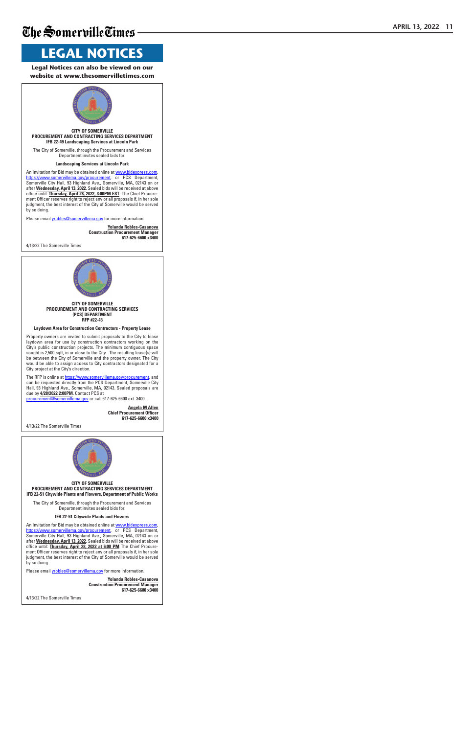# LEGAL NOTICES

**Legal Notices can also be viewed on our website at www.thesomervilletimes.com**

---

**CITY OF SOMERVILLE**
**PROCUREMENT AND CONTRACTING SERVICES DEPARTMENT**
**IFB 22-49 Landscaping Services at Lincoln Park**

The City of Somerville, through the Procurement and Services Department invites sealed bids for:

**Landscaping Services at Lincoln Park**

An Invitation for Bid may be obtained online at www.bidexpress.com, https://www.somervillema.gov/procurement, or PCS Department, Somerville City Hall, 93 Highland Ave., Somerville, MA, 02143 on or after **Wednesday, April 13, 2022**. Sealed bids will be received at above office until: **Thursday, April 28, 2022, 3:00PM EST**. The Chief Procurement Officer reserves right to reject any or all proposals if, in her sole judgment, the best interest of the City of Somerville would be served by so doing.

Please email yrobles@somervillema.gov for more information.

**Yolanda Robles-Casanova**
**Construction Procurement Manager**
**617-625-6600 x3400**

4/13/22 The Somerville Times

---

**CITY OF SOMERVILLE**
**PROCUREMENT AND CONTRACTING SERVICES (PCS) DEPARTMENT**
**RFP #22-45**

**Laydown Area for Construction Contractors - Property Lease**

Property owners are invited to submit proposals to the City to lease laydown area for use by construction contractors working on the City's public construction projects. The minimum contiguous space sought is 2,500 sqft, in or close to the City. The resulting lease(s) will be between the City of Somerville and the property owner. The City would be able to assign access to City contractors designated for a City project at the City's direction.

The RFP is online at https://www.somervillema.gov/procurement, and can be requested directly from the PCS Department, Somerville City Hall, 93 Highland Ave., Somerville, MA, 02143. Sealed proposals are due by **4/28/2022 2:00PM**. Contact PCS at procurement@somervillema.gov or call 617-625-6600 ext. 3400.

**Angela M Allen**
**Chief Procurement Officer**
**617-625-6600 x3400**

4/13/22 The Somerville Times

---

**CITY OF SOMERVILLE**
**PROCUREMENT AND CONTRACTING SERVICES DEPARTMENT**
**IFB 22-51 Citywide Plants and Flowers, Department of Public Works**

The City of Somerville, through the Procurement and Services Department invites sealed bids for:

**IFB 22-51 Citywide Plants and Flowers**

An Invitation for Bid may be obtained online at www.bidexpress.com, https://www.somervillema.gov/procurement, or PCS Department, Somerville City Hall, 93 Highland Ave., Somerville, MA, 02143 on or after **Wednesday, April 13, 2022**. Sealed bids will be received at above office until: **Thursday, April 28, 2022 at 6:00 PM** The Chief Procurement Officer reserves right to reject any or all proposals if, in her sole judgment, the best interest of the City of Somerville would be served by so doing.

Please email yrobles@somervillema.gov for more information.

**Yolanda Robles-Casanova**
**Construction Procurement Manager**
**617-625-6600 x3400**

4/13/22 The Somerville Times